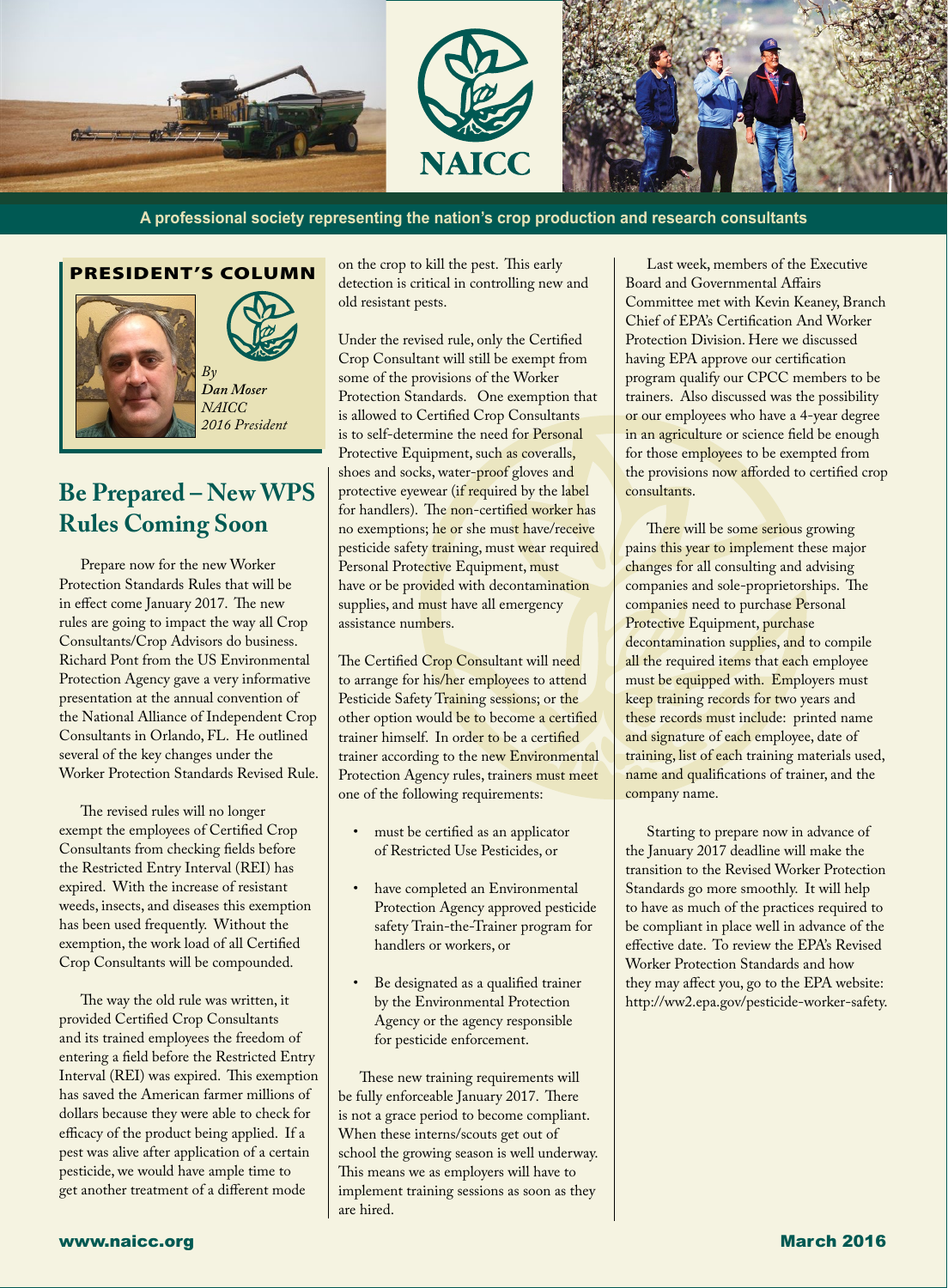NAICC

A professional society representing the nation's crop production and research consultants

## PRESIDENT'S COLUMN

*By Dan Moser NAICC 2016 President*

# Be Prepared – New WPS Rules Coming Soon

Prepare now for the new Worker Protection Standards Rules that will be in effect come January 2017. The new rules are going to impact the way all Crop Consultants/Crop Advisors do business. Richard Pont from the US Environmental Protection Agency gave a very informative presentation at the annual convention of the National Alliance of Independent Crop Consultants in Orlando, FL. He outlined several of the key changes under the Worker Protection Standards Revised Rule.

The revised rules will no longer exempt the employees of Certified Crop Consultants from checking fields before the Restricted Entry Interval (REI) has expired. With the increase of resistant weeds, insects, and diseases this exemption has been used frequently. Without the exemption, the work load of all Certified Crop Consultants will be compounded.

The way the old rule was written, it provided Certified Crop Consultants and its trained employees the freedom of entering a field before the Restricted Entry Interval (REI) was expired. This exemption has saved the American farmer millions of dollars because they were able to check for efficacy of the product being applied. If a pest was alive after application of a certain pesticide, we would have ample time to get another treatment of a different mode on the crop to kill the pest. This early detection is critical in controlling new and old resistant pests.

Under the revised rule, only the Certified Crop Consultant will still be exempt from some of the provisions of the Worker Protection Standards. One exemption that is allowed to Certified Crop Consultants is to self-determine the need for Personal Protective Equipment, such as coveralls, shoes and socks, water-proof gloves and protective eyewear (if required by the label for handlers). The non-certified worker has no exemptions; he or she must have/receive pesticide safety training, must wear required Personal Protective Equipment, must have or be provided with decontamination supplies, and must have all emergency assistance numbers.

The Certified Crop Consultant will need to arrange for his/her employees to attend Pesticide Safety Training sessions; or the other option would be to become a certified trainer himself. In order to be a certified trainer according to the new Environmental Protection Agency rules, trainers must meet one of the following requirements:

- must be certified as an applicator of Restricted Use Pesticides, or
- have completed an Environmental Protection Agency approved pesticide safety Train-the-Trainer program for handlers or workers, or
- Be designated as a qualified trainer by the Environmental Protection Agency or the agency responsible for pesticide enforcement.

These new training requirements will be fully enforceable January 2017. There is not a grace period to become compliant. When these interns/scouts get out of school the growing season is well underway. This means we as employers will have to implement training sessions as soon as they are hired.

Last week, members of the Executive Board and Governmental Affairs Committee met with Kevin Keaney, Branch Chief of EPA's Certification And Worker Protection Division. Here we discussed having EPA approve our certification program qualify our CPCC members to be trainers. Also discussed was the possibility or our employees who have a 4-year degree in an agriculture or science field be enough for those employees to be exempted from the provisions now afforded to certified crop consultants.

There will be some serious growing pains this year to implement these major changes for all consulting and advising companies and sole-proprietorships. The companies need to purchase Personal Protective Equipment, purchase decontamination supplies, and to compile all the required items that each employee must be equipped with. Employers must keep training records for two years and these records must include: printed name and signature of each employee, date of training, list of each training materials used, name and qualifications of trainer, and the company name.

Starting to prepare now in advance of the January 2017 deadline will make the transition to the Revised Worker Protection Standards go more smoothly. It will help to have as much of the practices required to be compliant in place well in advance of the effective date. To review the EPA's Revised Worker Protection Standards and how they may affect you, go to the EPA website: http://ww2.epa.gov/pesticide-worker-safety.

www.naicc.org

March 2016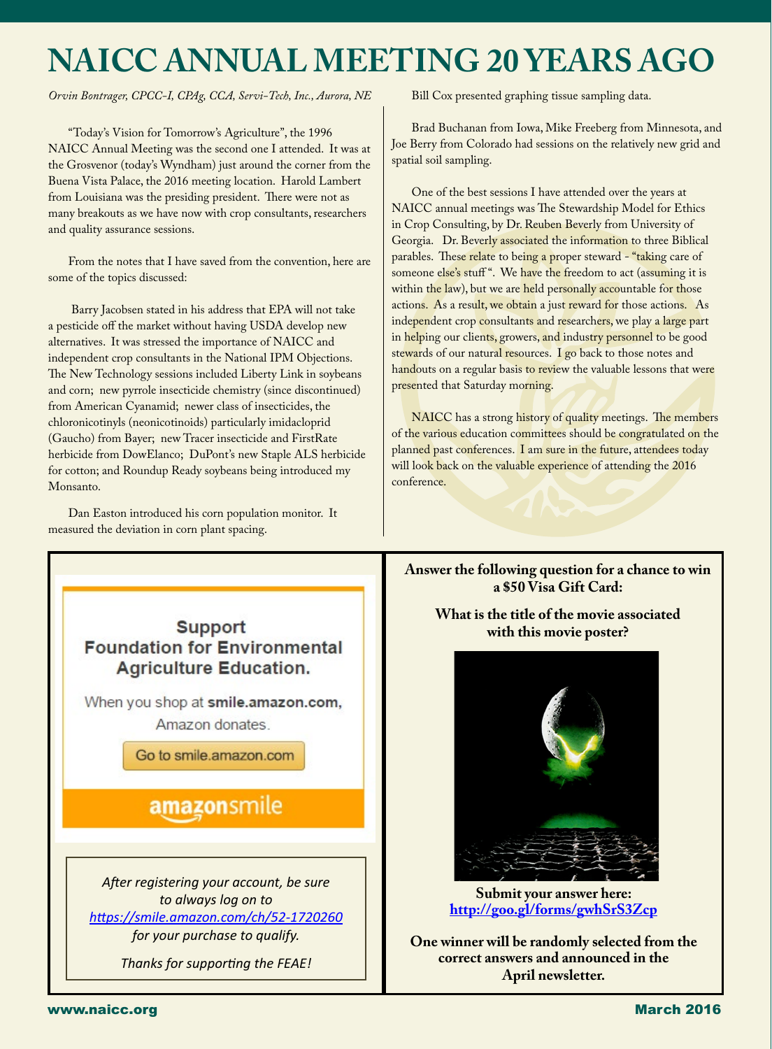# NAICC ANNUAL MEETING 20 YEARS AGO

*Orvin Bontrager, CPCC-I, CPAg, CCA, Servi-Tech, Inc., Aurora, NE*

"Today's Vision for Tomorrow's Agriculture", the 1996 NAICC Annual Meeting was the second one I attended. It was at the Grosvenor (today's Wyndham) just around the corner from the Buena Vista Palace, the 2016 meeting location. Harold Lambert from Louisiana was the presiding president. There were not as many breakouts as we have now with crop consultants, researchers and quality assurance sessions.

From the notes that I have saved from the convention, here are some of the topics discussed:

Barry Jacobsen stated in his address that EPA will not take a pesticide off the market without having USDA develop new alternatives. It was stressed the importance of NAICC and independent crop consultants in the National IPM Objections. The New Technology sessions included Liberty Link in soybeans and corn; new pyrrole insecticide chemistry (since discontinued) from American Cyanamid; newer class of insecticides, the chloronicotinyls (neonicotinoids) particularly imidacloprid (Gaucho) from Bayer; new Tracer insecticide and FirstRate herbicide from DowElanco; DuPont's new Staple ALS herbicide for cotton; and Roundup Ready soybeans being introduced my Monsanto.

Dan Easton introduced his corn population monitor. It measured the deviation in corn plant spacing.

Bill Cox presented graphing tissue sampling data.

Brad Buchanan from Iowa, Mike Freeberg from Minnesota, and Joe Berry from Colorado had sessions on the relatively new grid and spatial soil sampling.

One of the best sessions I have attended over the years at NAICC annual meetings was The Stewardship Model for Ethics in Crop Consulting, by Dr. Reuben Beverly from University of Georgia. Dr. Beverly associated the information to three Biblical parables. These relate to being a proper steward - "taking care of someone else's stuff". We have the freedom to act (assuming it is within the law), but we are held personally accountable for those actions. As a result, we obtain a just reward for those actions. As independent crop consultants and researchers, we play a large part in helping our clients, growers, and industry personnel to be good stewards of our natural resources. I go back to those notes and handouts on a regular basis to review the valuable lessons that were presented that Saturday morning.

NAICC has a strong history of quality meetings. The members of the various education committees should be congratulated on the planned past conferences. I am sure in the future, attendees today will look back on the valuable experience of attending the 2016 conference.

---

**Support Foundation for Environmental Agriculture Education.**

When you shop at **smile.amazon.com,** Amazon donates.

Go to smile.amazon.com

amazonsmile

*After registering your account, be sure to always log on to [https://smile.amazon.com/ch/52-1720260](https://smile.amazon.com/ch/52-1720260) for your purchase to qualify.*

*Thanks for supporting the FEAE!*

---

**Answer the following question for a chance to win a $50 Visa Gift Card:**

**What is the title of the movie associated with this movie poster?**

**Submit your answer here: [http://goo.gl/forms/gwhSrS3Zcp](http://goo.gl/forms/gwhSrS3Zcp)**

**One winner will be randomly selected from the correct answers and announced in the April newsletter.**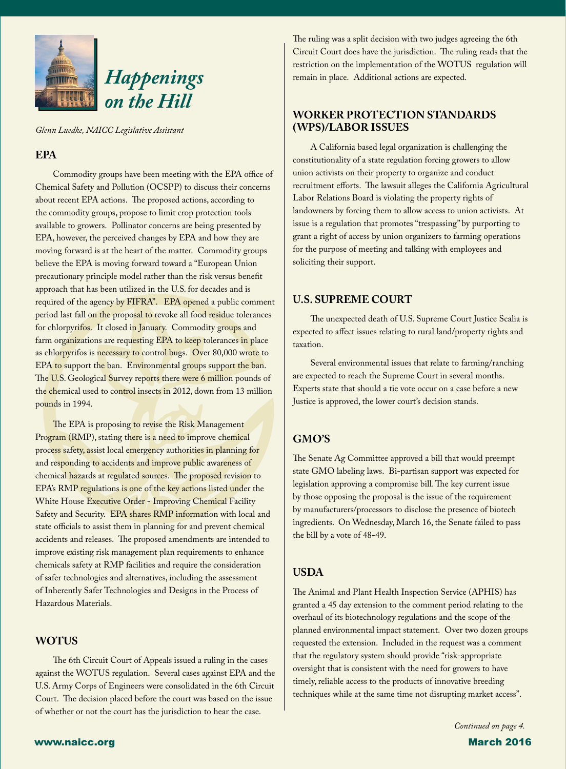# *Happenings on the Hill*

*Glenn Luedke, NAICC Legislative Assistant*

## EPA

Commodity groups have been meeting with the EPA office of Chemical Safety and Pollution (OCSPP) to discuss their concerns about recent EPA actions. The proposed actions, according to the commodity groups, propose to limit crop protection tools available to growers. Pollinator concerns are being presented by EPA, however, the perceived changes by EPA and how they are moving forward is at the heart of the matter. Commodity groups believe the EPA is moving forward toward a "European Union precautionary principle model rather than the risk versus benefit approach that has been utilized in the U.S. for decades and is required of the agency by FIFRA". EPA opened a public comment period last fall on the proposal to revoke all food residue tolerances for chlorpyrifos. It closed in January. Commodity groups and farm organizations are requesting EPA to keep tolerances in place as chlorpyrifos is necessary to control bugs. Over 80,000 wrote to EPA to support the ban. Environmental groups support the ban. The U.S. Geological Survey reports there were 6 million pounds of the chemical used to control insects in 2012, down from 13 million pounds in 1994.

The EPA is proposing to revise the Risk Management Program (RMP), stating there is a need to improve chemical process safety, assist local emergency authorities in planning for and responding to accidents and improve public awareness of chemical hazards at regulated sources. The proposed revision to EPA's RMP regulations is one of the key actions listed under the White House Executive Order - Improving Chemical Facility Safety and Security. EPA shares RMP information with local and state officials to assist them in planning for and prevent chemical accidents and releases. The proposed amendments are intended to improve existing risk management plan requirements to enhance chemicals safety at RMP facilities and require the consideration of safer technologies and alternatives, including the assessment of Inherently Safer Technologies and Designs in the Process of Hazardous Materials.

## WOTUS

The 6th Circuit Court of Appeals issued a ruling in the cases against the WOTUS regulation. Several cases against EPA and the U.S. Army Corps of Engineers were consolidated in the 6th Circuit Court. The decision placed before the court was based on the issue of whether or not the court has the jurisdiction to hear the case.

The ruling was a split decision with two judges agreeing the 6th Circuit Court does have the jurisdiction. The ruling reads that the restriction on the implementation of the WOTUS regulation will remain in place. Additional actions are expected.

## WORKER PROTECTION STANDARDS (WPS)/LABOR ISSUES

A California based legal organization is challenging the constitutionality of a state regulation forcing growers to allow union activists on their property to organize and conduct recruitment efforts. The lawsuit alleges the California Agricultural Labor Relations Board is violating the property rights of landowners by forcing them to allow access to union activists. At issue is a regulation that promotes "trespassing" by purporting to grant a right of access by union organizers to farming operations for the purpose of meeting and talking with employees and soliciting their support.

## U.S. SUPREME COURT

The unexpected death of U.S. Supreme Court Justice Scalia is expected to affect issues relating to rural land/property rights and taxation.

Several environmental issues that relate to farming/ranching are expected to reach the Supreme Court in several months. Experts state that should a tie vote occur on a case before a new Justice is approved, the lower court's decision stands.

## GMO'S

The Senate Ag Committee approved a bill that would preempt state GMO labeling laws. Bi-partisan support was expected for legislation approving a compromise bill. The key current issue by those opposing the proposal is the issue of the requirement by manufacturers/processors to disclose the presence of biotech ingredients. On Wednesday, March 16, the Senate failed to pass the bill by a vote of 48-49.

## USDA

The Animal and Plant Health Inspection Service (APHIS) has granted a 45 day extension to the comment period relating to the overhaul of its biotechnology regulations and the scope of the planned environmental impact statement. Over two dozen groups requested the extension. Included in the request was a comment that the regulatory system should provide "risk-appropriate oversight that is consistent with the need for growers to have timely, reliable access to the products of innovative breeding techniques while at the same time not disrupting market access".

*Continued on page 4.*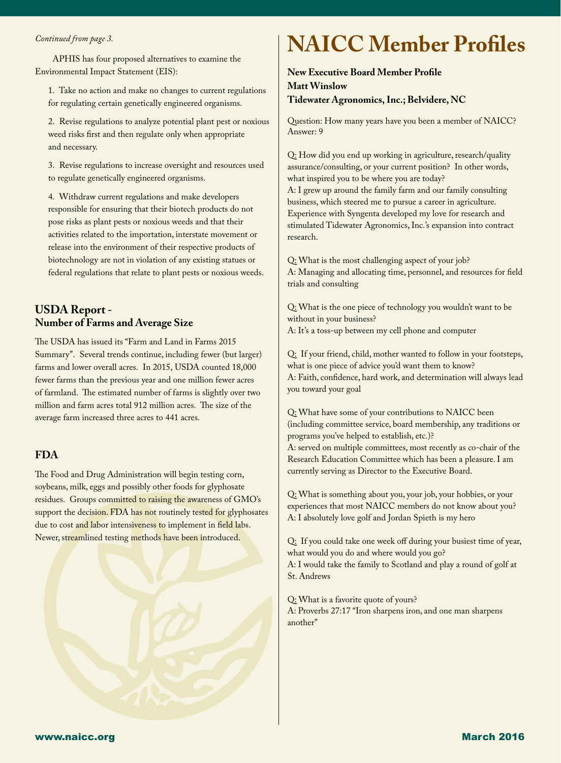*Continued from page 3.*

APHIS has four proposed alternatives to examine the Environmental Impact Statement (EIS):

1. Take no action and make no changes to current regulations for regulating certain genetically engineered organisms.

2. Revise regulations to analyze potential plant pest or noxious weed risks first and then regulate only when appropriate and necessary.

3. Revise regulations to increase oversight and resources used to regulate genetically engineered organisms.

4. Withdraw current regulations and make developers responsible for ensuring that their biotech products do not pose risks as plant pests or noxious weeds and that their activities related to the importation, interstate movement or release into the environment of their respective products of biotechnology are not in violation of any existing statues or federal regulations that relate to plant pests or noxious weeds.

## USDA Report - Number of Farms and Average Size

The USDA has issued its "Farm and Land in Farms 2015 Summary". Several trends continue, including fewer (but larger) farms and lower overall acres. In 2015, USDA counted 18,000 fewer farms than the previous year and one million fewer acres of farmland. The estimated number of farms is slightly over two million and farm acres total 912 million acres. The size of the average farm increased three acres to 441 acres.

## FDA

The Food and Drug Administration will begin testing corn, soybeans, milk, eggs and possibly other foods for glyphosate residues. Groups committed to raising the awareness of GMO's support the decision. FDA has not routinely tested for glyphosates due to cost and labor intensiveness to implement in field labs. Newer, streamlined testing methods have been introduced.

# NAICC Member Profiles

**New Executive Board Member Profile**
**Matt Winslow**
**Tidewater Agronomics, Inc.; Belvidere, NC**

Question: How many years have you been a member of NAICC?
Answer: 9

Q: How did you end up working in agriculture, research/quality assurance/consulting, or your current position? In other words, what inspired you to be where you are today?
A: I grew up around the family farm and our family consulting business, which steered me to pursue a career in agriculture. Experience with Syngenta developed my love for research and stimulated Tidewater Agronomics, Inc.'s expansion into contract research.

Q: What is the most challenging aspect of your job?
A: Managing and allocating time, personnel, and resources for field trials and consulting

Q: What is the one piece of technology you wouldn't want to be without in your business?
A: It's a toss-up between my cell phone and computer

Q: If your friend, child, mother wanted to follow in your footsteps, what is one piece of advice you'd want them to know?
A: Faith, confidence, hard work, and determination will always lead you toward your goal

Q: What have some of your contributions to NAICC been (including committee service, board membership, any traditions or programs you've helped to establish, etc.)?
A: served on multiple committees, most recently as co-chair of the Research Education Committee which has been a pleasure. I am currently serving as Director to the Executive Board.

Q: What is something about you, your job, your hobbies, or your experiences that most NAICC members do not know about you?
A: I absolutely love golf and Jordan Spieth is my hero

Q: If you could take one week off during your busiest time of year, what would you do and where would you go?
A: I would take the family to Scotland and play a round of golf at St. Andrews

Q: What is a favorite quote of yours?
A: Proverbs 27:17 "Iron sharpens iron, and one man sharpens another"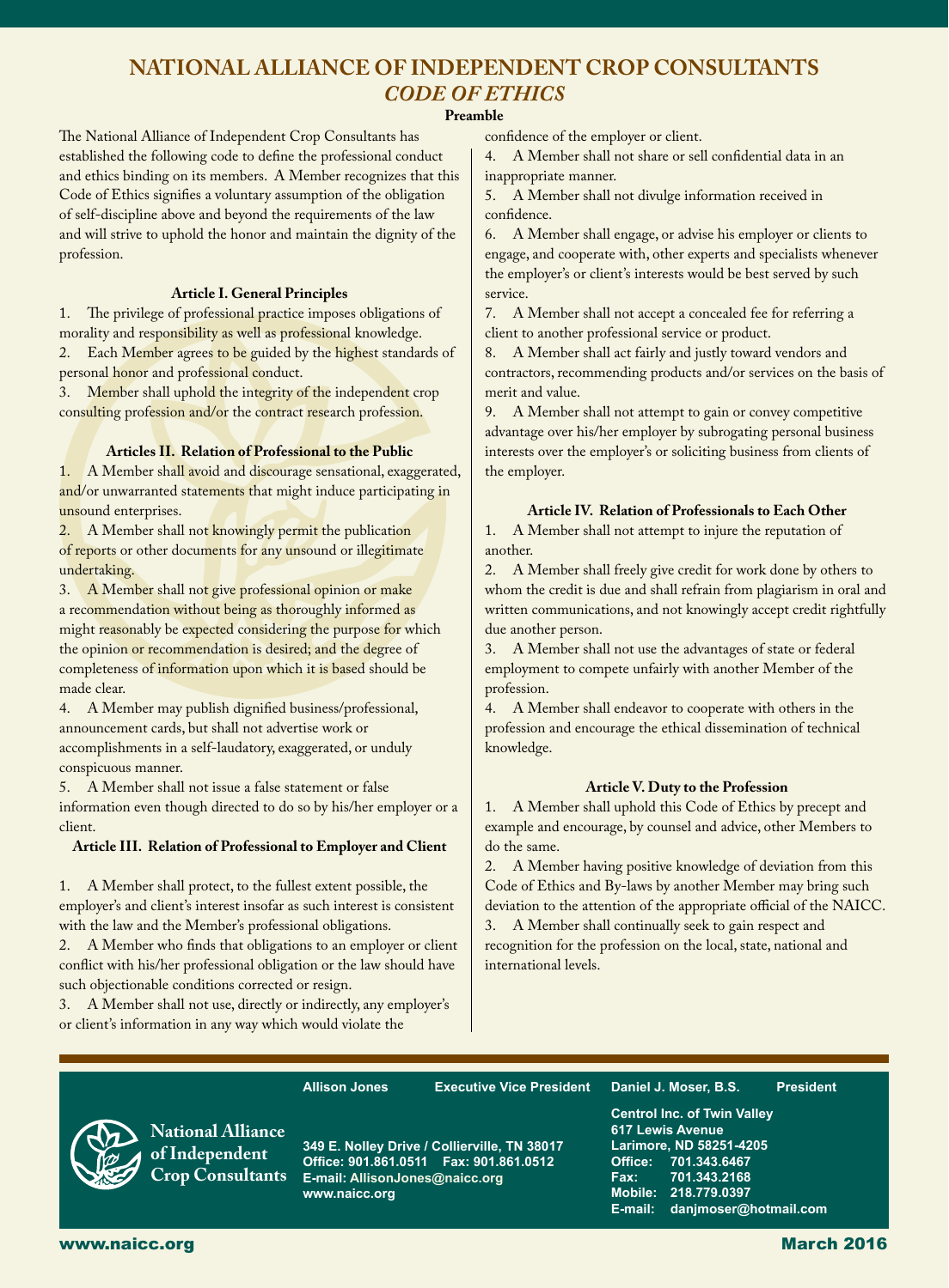# NATIONAL ALLIANCE OF INDEPENDENT CROP CONSULTANTS
## *CODE OF ETHICS*

**Preamble**

The National Alliance of Independent Crop Consultants has established the following code to define the professional conduct and ethics binding on its members. A Member recognizes that this Code of Ethics signifies a voluntary assumption of the obligation of self-discipline above and beyond the requirements of the law and will strive to uphold the honor and maintain the dignity of the profession.

### Article I. General Principles

1. The privilege of professional practice imposes obligations of morality and responsibility as well as professional knowledge.
2. Each Member agrees to be guided by the highest standards of personal honor and professional conduct.
3. Member shall uphold the integrity of the independent crop consulting profession and/or the contract research profession.

### Articles II. Relation of Professional to the Public

1. A Member shall avoid and discourage sensational, exaggerated, and/or unwarranted statements that might induce participating in unsound enterprises.
2. A Member shall not knowingly permit the publication of reports or other documents for any unsound or illegitimate undertaking.
3. A Member shall not give professional opinion or make a recommendation without being as thoroughly informed as might reasonably be expected considering the purpose for which the opinion or recommendation is desired; and the degree of completeness of information upon which it is based should be made clear.
4. A Member may publish dignified business/professional, announcement cards, but shall not advertise work or accomplishments in a self-laudatory, exaggerated, or unduly conspicuous manner.
5. A Member shall not issue a false statement or false information even though directed to do so by his/her employer or a client.

### Article III. Relation of Professional to Employer and Client

1. A Member shall protect, to the fullest extent possible, the employer's and client's interest insofar as such interest is consistent with the law and the Member's professional obligations.
2. A Member who finds that obligations to an employer or client conflict with his/her professional obligation or the law should have such objectionable conditions corrected or resign.
3. A Member shall not use, directly or indirectly, any employer's or client's information in any way which would violate the confidence of the employer or client.
4. A Member shall not share or sell confidential data in an inappropriate manner.
5. A Member shall not divulge information received in confidence.
6. A Member shall engage, or advise his employer or clients to engage, and cooperate with, other experts and specialists whenever the employer's or client's interests would be best served by such service.
7. A Member shall not accept a concealed fee for referring a client to another professional service or product.
8. A Member shall act fairly and justly toward vendors and contractors, recommending products and/or services on the basis of merit and value.
9. A Member shall not attempt to gain or convey competitive advantage over his/her employer by subrogating personal business interests over the employer's or soliciting business from clients of the employer.

### Article IV. Relation of Professionals to Each Other

1. A Member shall not attempt to injure the reputation of another.
2. A Member shall freely give credit for work done by others to whom the credit is due and shall refrain from plagiarism in oral and written communications, and not knowingly accept credit rightfully due another person.
3. A Member shall not use the advantages of state or federal employment to compete unfairly with another Member of the profession.
4. A Member shall endeavor to cooperate with others in the profession and encourage the ethical dissemination of technical knowledge.

### Article V. Duty to the Profession

1. A Member shall uphold this Code of Ethics by precept and example and encourage, by counsel and advice, other Members to do the same.
2. A Member having positive knowledge of deviation from this Code of Ethics and By-laws by another Member may bring such deviation to the attention of the appropriate official of the NAICC.
3. A Member shall continually seek to gain respect and recognition for the profession on the local, state, national and international levels.

---

**National Alliance of Independent Crop Consultants**

**Allison Jones** — Executive Vice President
349 E. Nolley Drive / Collierville, TN 38017
Office: 901.861.0511 Fax: 901.861.0512
E-mail: AllisonJones@naicc.org
www.naicc.org

**Daniel J. Moser, B.S.** — President
Centrol Inc. of Twin Valley
617 Lewis Avenue
Larimore, ND 58251-4205
Office: 701.343.6467
Fax: 701.343.2168
Mobile: 218.779.0397
E-mail: danjmoser@hotmail.com

www.naicc.org — March 2016